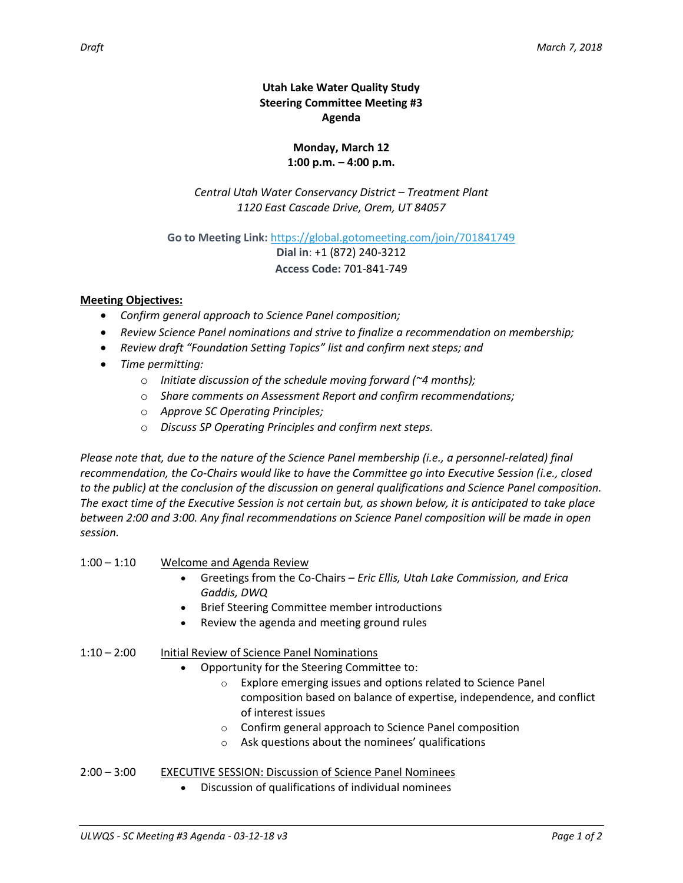# Utah Lake Water Quality Study
## Steering Committee Meeting #3
## Agenda

**Monday, March 12**
**1:00 p.m. – 4:00 p.m.**

*Central Utah Water Conservancy District – Treatment Plant*
*1120 East Cascade Drive, Orem, UT 84057*

**Go to Meeting Link:** https://global.gotomeeting.com/join/701841749
**Dial in**: +1 (872) 240-3212
**Access Code:** 701-841-749

**Meeting Objectives:**

- *Confirm general approach to Science Panel composition;*
- *Review Science Panel nominations and strive to finalize a recommendation on membership;*
- *Review draft "Foundation Setting Topics" list and confirm next steps; and*
- *Time permitting:*
  - *Initiate discussion of the schedule moving forward (~4 months);*
  - *Share comments on Assessment Report and confirm recommendations;*
  - *Approve SC Operating Principles;*
  - *Discuss SP Operating Principles and confirm next steps.*

*Please note that, due to the nature of the Science Panel membership (i.e., a personnel-related) final recommendation, the Co-Chairs would like to have the Committee go into Executive Session (i.e., closed to the public) at the conclusion of the discussion on general qualifications and Science Panel composition. The exact time of the Executive Session is not certain but, as shown below, it is anticipated to take place between 2:00 and 3:00. Any final recommendations on Science Panel composition will be made in open session.*

1:00 – 1:10 Welcome and Agenda Review

- Greetings from the Co-Chairs – *Eric Ellis, Utah Lake Commission, and Erica Gaddis, DWQ*
- Brief Steering Committee member introductions
- Review the agenda and meeting ground rules

1:10 – 2:00 Initial Review of Science Panel Nominations

- Opportunity for the Steering Committee to:
  - Explore emerging issues and options related to Science Panel composition based on balance of expertise, independence, and conflict of interest issues
  - Confirm general approach to Science Panel composition
  - Ask questions about the nominees' qualifications

2:00 – 3:00 EXECUTIVE SESSION: Discussion of Science Panel Nominees

- Discussion of qualifications of individual nominees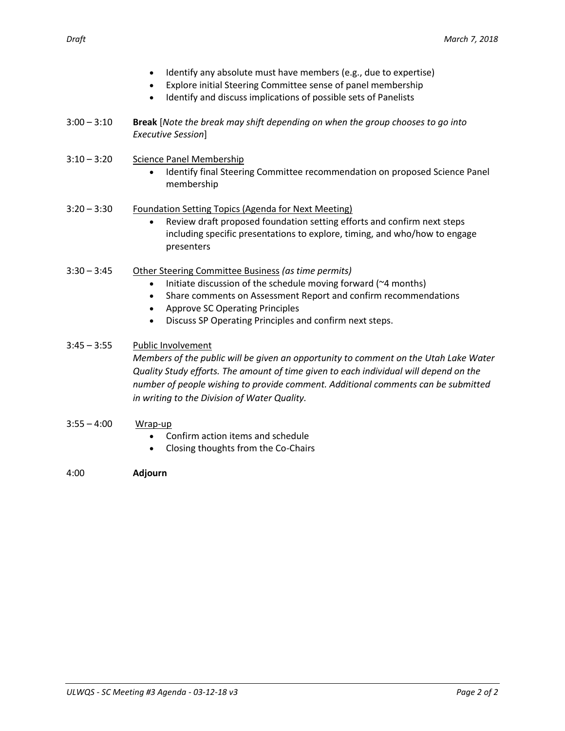- Identify any absolute must have members (e.g., due to expertise)
- Explore initial Steering Committee sense of panel membership
- Identify and discuss implications of possible sets of Panelists

3:00 – 3:10 **Break** [*Note the break may shift depending on when the group chooses to go into Executive Session*]

3:10 – 3:20 <u>Science Panel Membership</u>

- Identify final Steering Committee recommendation on proposed Science Panel membership

3:20 – 3:30 <u>Foundation Setting Topics (Agenda for Next Meeting)</u>

- Review draft proposed foundation setting efforts and confirm next steps including specific presentations to explore, timing, and who/how to engage presenters

3:30 – 3:45 <u>Other Steering Committee Business</u> *(as time permits)*

- Initiate discussion of the schedule moving forward (~4 months)
- Share comments on Assessment Report and confirm recommendations
- Approve SC Operating Principles
- Discuss SP Operating Principles and confirm next steps.

3:45 – 3:55 <u>Public Involvement</u>

*Members of the public will be given an opportunity to comment on the Utah Lake Water Quality Study efforts. The amount of time given to each individual will depend on the number of people wishing to provide comment. Additional comments can be submitted in writing to the Division of Water Quality.*

3:55 – 4:00 <u>Wrap-up</u>

- Confirm action items and schedule
- Closing thoughts from the Co-Chairs

4:00 **Adjourn**